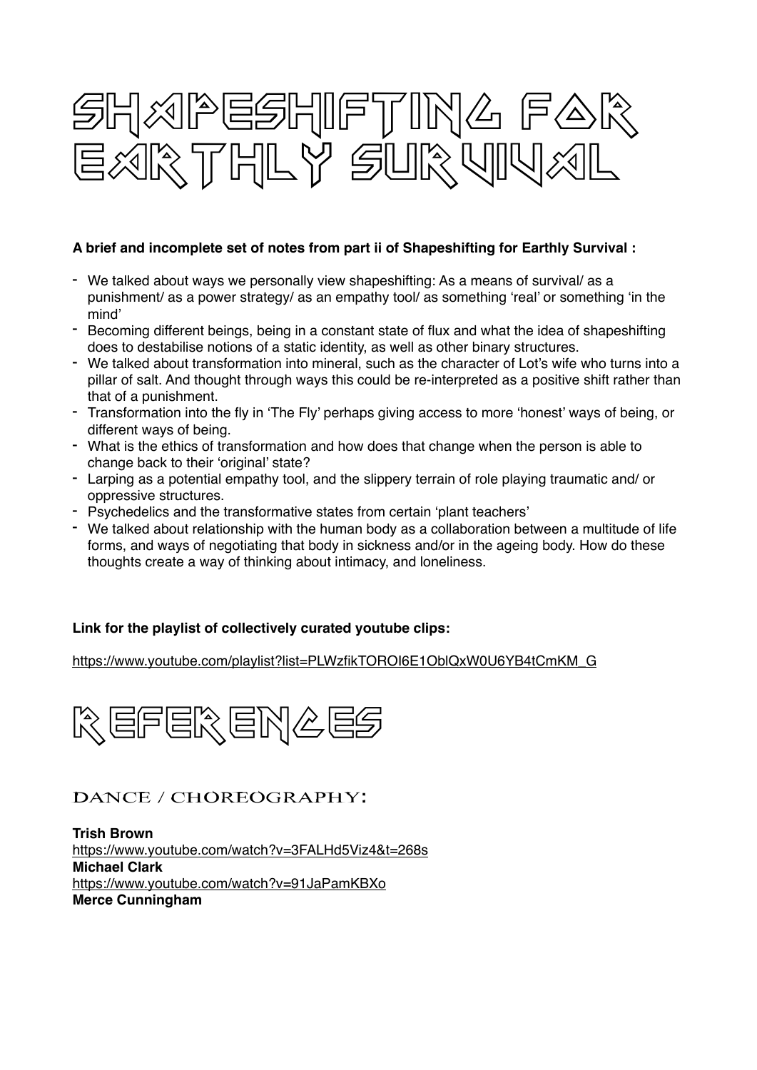# SHAPESHIFTING FOR EARTHLY SURVIVAL

**A brief and incomplete set of notes from part ii of Shapeshifting for Earthly Survival :**

- We talked about ways we personally view shapeshifting: As a means of survival/ as a punishment/ as a power strategy/ as an empathy tool/ as something 'real' or something 'in the mind'
- Becoming different beings, being in a constant state of flux and what the idea of shapeshifting does to destabilise notions of a static identity, as well as other binary structures.
- We talked about transformation into mineral, such as the character of Lot's wife who turns into a pillar of salt. And thought through ways this could be re-interpreted as a positive shift rather than that of a punishment.
- Transformation into the fly in 'The Fly' perhaps giving access to more 'honest' ways of being, or different ways of being.
- What is the ethics of transformation and how does that change when the person is able to change back to their 'original' state?
- Larping as a potential empathy tool, and the slippery terrain of role playing traumatic and/ or oppressive structures.
- Psychedelics and the transformative states from certain 'plant teachers'
- We talked about relationship with the human body as a collaboration between a multitude of life forms, and ways of negotiating that body in sickness and/or in the ageing body. How do these thoughts create a way of thinking about intimacy, and loneliness.

**Link for the playlist of collectively curated youtube clips:**

https://www.youtube.com/playlist?list=PLWzfikTOROI6E1OblQxW0U6YB4tCmKM_G

# REFERENCES

## DANCE / CHOREOGRAPHY:

**Trish Brown**
https://www.youtube.com/watch?v=3FALHd5Viz4&t=268s
**Michael Clark**
https://www.youtube.com/watch?v=91JaPamKBXo
**Merce Cunningham**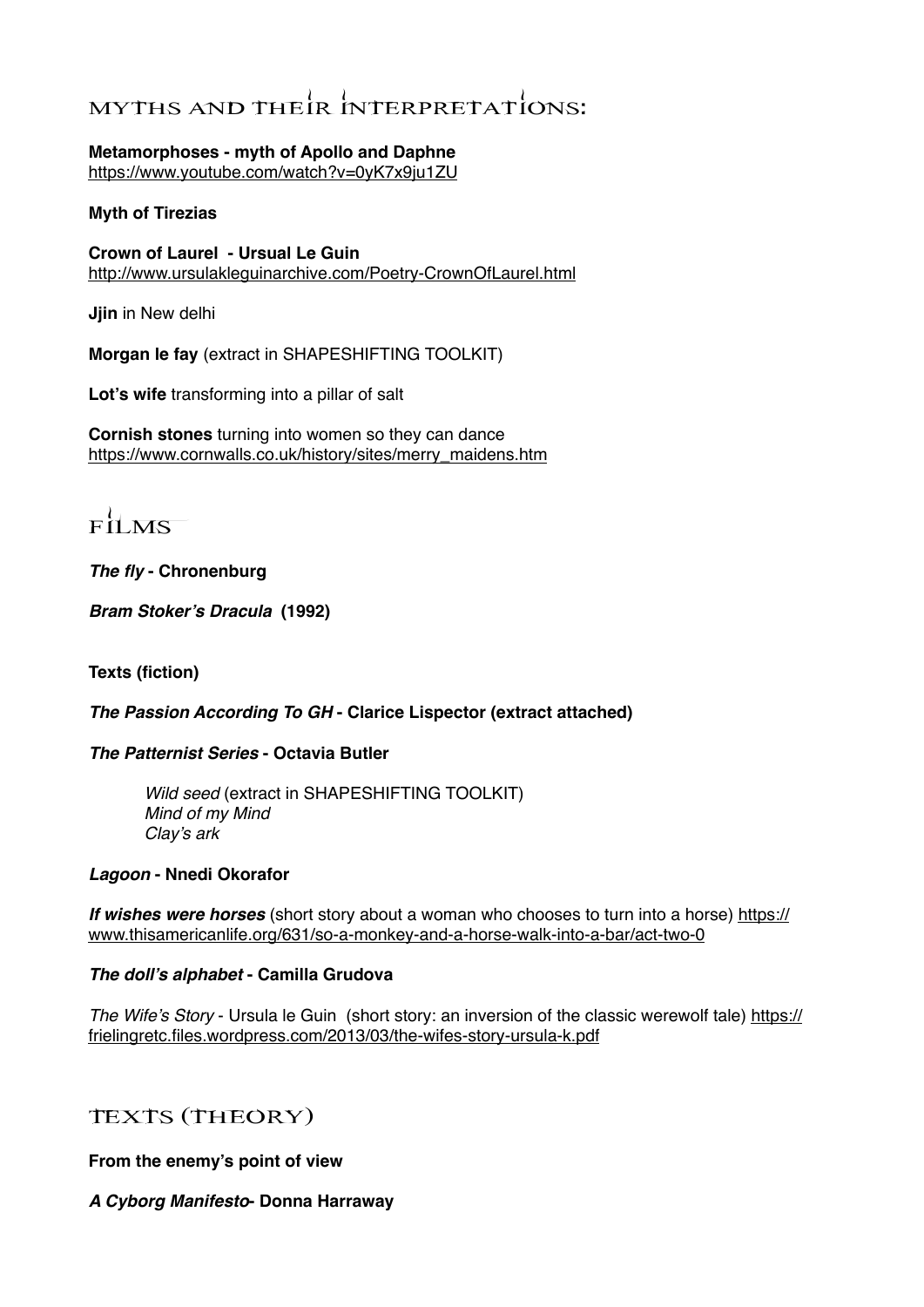# MYTHS AND THEIR INTERPRETATIONS:

**Metamorphoses - myth of Apollo and Daphne**
https://www.youtube.com/watch?v=0yK7x9ju1ZU

**Myth of Tirezias**

**Crown of Laurel - Ursual Le Guin**
http://www.ursulakleguinarchive.com/Poetry-CrownOfLaurel.html

**Jjin** in New delhi

**Morgan le fay** (extract in SHAPESHIFTING TOOLKIT)

**Lot's wife** transforming into a pillar of salt

**Cornish stones** turning into women so they can dance
https://www.cornwalls.co.uk/history/sites/merry_maidens.htm

# FILMS

***The fly* - Chronenburg**

***Bram Stoker's Dracula* (1992)**

**Texts (fiction)**

***The Passion According To GH* - Clarice Lispector (extract attached)**

***The Patternist Series* - Octavia Butler**

> *Wild seed* (extract in SHAPESHIFTING TOOLKIT)
> *Mind of my Mind*
> *Clay's ark*

***Lagoon* - Nnedi Okorafor**

***If wishes were horses*** (short story about a woman who chooses to turn into a horse) https://www.thisamericanlife.org/631/so-a-monkey-and-a-horse-walk-into-a-bar/act-two-0

***The doll's alphabet* - Camilla Grudova**

*The Wife's Story* - Ursula le Guin (short story: an inversion of the classic werewolf tale) https://frielingretc.files.wordpress.com/2013/03/the-wifes-story-ursula-k.pdf

# TEXTS (THEORY)

**From the enemy's point of view**

***A Cyborg Manifesto*- Donna Harraway**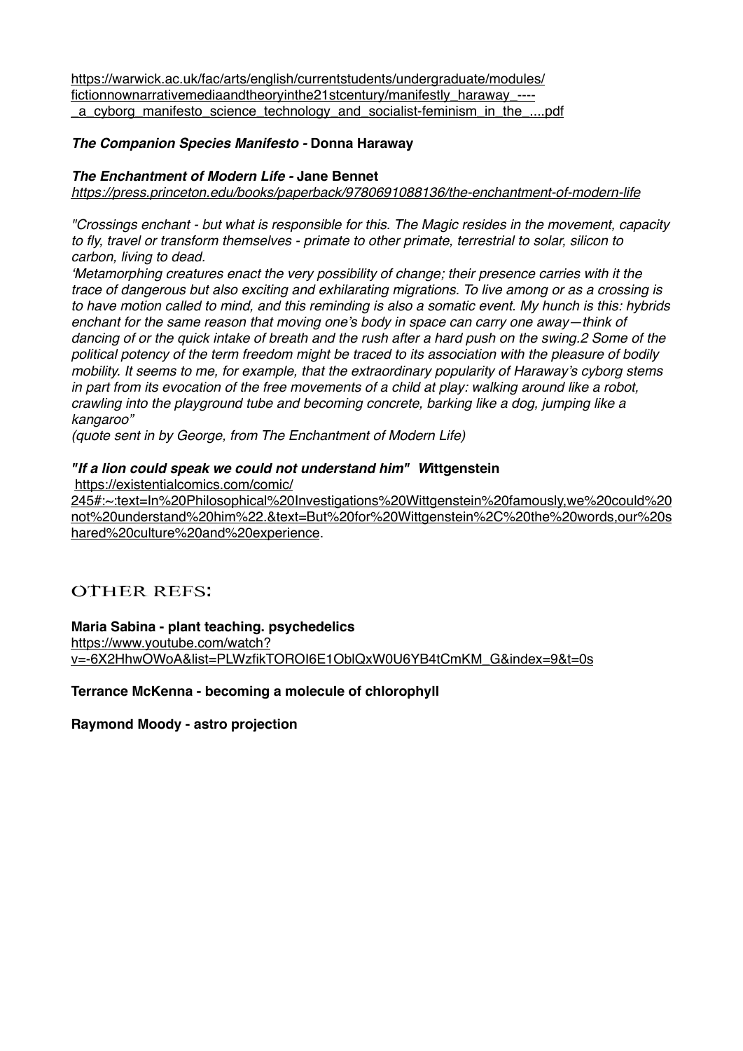https://warwick.ac.uk/fac/arts/english/currentstudents/undergraduate/modules/fictionnownarrativemediaandtheoryinthe21stcentury/manifestly_haraway_----_a_cyborg_manifesto_science_technology_and_socialist-feminism_in_the_....pdf

***The Companion Species Manifesto* - Donna Haraway**

***The Enchantment of Modern Life* - Jane Bennet**
*https://press.princeton.edu/books/paperback/9780691088136/the-enchantment-of-modern-life*

*"Crossings enchant - but what is responsible for this. The Magic resides in the movement, capacity to fly, travel or transform themselves - primate to other primate, terrestrial to solar, silicon to carbon, living to dead.*
*'Metamorphing creatures enact the very possibility of change; their presence carries with it the trace of dangerous but also exciting and exhilarating migrations. To live among or as a crossing is to have motion called to mind, and this reminding is also a somatic event. My hunch is this: hybrids enchant for the same reason that moving one's body in space can carry one away—think of dancing of or the quick intake of breath and the rush after a hard push on the swing.2 Some of the political potency of the term freedom might be traced to its association with the pleasure of bodily mobility. It seems to me, for example, that the extraordinary popularity of Haraway's cyborg stems in part from its evocation of the free movements of a child at play: walking around like a robot, crawling into the playground tube and becoming concrete, barking like a dog, jumping like a kangaroo"*
*(quote sent in by George, from The Enchantment of Modern Life)*

***"If a lion could speak we could not understand him" W*ittgenstein**
https://existentialcomics.com/comic/245#:~:text=In%20Philosophical%20Investigations%20Wittgenstein%20famously,we%20could%20not%20understand%20him%22.&text=But%20for%20Wittgenstein%2C%20the%20words,our%20shared%20culture%20and%20experience.

## OTHER REFS:

**Maria Sabina - plant teaching. psychedelics**
https://www.youtube.com/watch?v=-6X2HhwOWoA&list=PLWzfikTOROI6E1OblQxW0U6YB4tCmKM_G&index=9&t=0s

**Terrance McKenna - becoming a molecule of chlorophyll**

**Raymond Moody - astro projection**